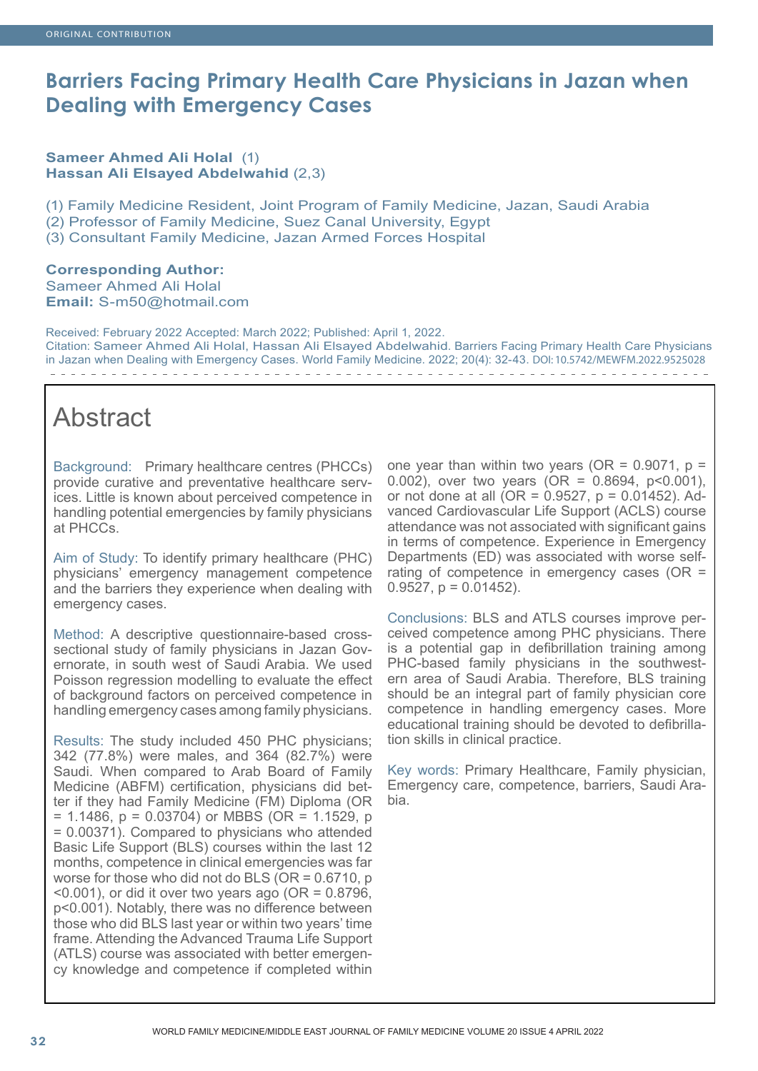ORIGINAL CONTRIBUTION

# Barriers Facing Primary Health Care Physicians in Jazan when Dealing with Emergency Cases

**Sameer Ahmed Ali Holal** (1)
**Hassan Ali Elsayed Abdelwahid** (2,3)

(1) Family Medicine Resident, Joint Program of Family Medicine, Jazan, Saudi Arabia
(2) Professor of Family Medicine, Suez Canal University, Egypt
(3) Consultant Family Medicine, Jazan Armed Forces Hospital

**Corresponding Author:**
Sameer Ahmed Ali Holal
**Email:** S-m50@hotmail.com

Received: February 2022 Accepted: March 2022; Published: April 1, 2022.
Citation: Sameer Ahmed Ali Holal, Hassan Ali Elsayed Abdelwahid. Barriers Facing Primary Health Care Physicians in Jazan when Dealing with Emergency Cases. World Family Medicine. 2022; 20(4): 32-43. DOI: 10.5742/MEWFM.2022.9525028

## Abstract

Background: Primary healthcare centres (PHCCs) provide curative and preventative healthcare services. Little is known about perceived competence in handling potential emergencies by family physicians at PHCCs.

Aim of Study: To identify primary healthcare (PHC) physicians' emergency management competence and the barriers they experience when dealing with emergency cases.

Method: A descriptive questionnaire-based cross-sectional study of family physicians in Jazan Governorate, in south west of Saudi Arabia. We used Poisson regression modelling to evaluate the effect of background factors on perceived competence in handling emergency cases among family physicians.

Results: The study included 450 PHC physicians; 342 (77.8%) were males, and 364 (82.7%) were Saudi. When compared to Arab Board of Family Medicine (ABFM) certification, physicians did better if they had Family Medicine (FM) Diploma (OR = 1.1486, p = 0.03704) or MBBS (OR = 1.1529, p = 0.00371). Compared to physicians who attended Basic Life Support (BLS) courses within the last 12 months, competence in clinical emergencies was far worse for those who did not do BLS (OR = 0.6710, p <0.001), or did it over two years ago (OR = 0.8796, p<0.001). Notably, there was no difference between those who did BLS last year or within two years' time frame. Attending the Advanced Trauma Life Support (ATLS) course was associated with better emergency knowledge and competence if completed within one year than within two years (OR = 0.9071, p = 0.002), over two years (OR = 0.8694, p<0.001), or not done at all (OR = 0.9527, p = 0.01452). Advanced Cardiovascular Life Support (ACLS) course attendance was not associated with significant gains in terms of competence. Experience in Emergency Departments (ED) was associated with worse self-rating of competence in emergency cases (OR = 0.9527, p = 0.01452).

Conclusions: BLS and ATLS courses improve perceived competence among PHC physicians. There is a potential gap in defibrillation training among PHC-based family physicians in the southwestern area of Saudi Arabia. Therefore, BLS training should be an integral part of family physician core competence in handling emergency cases. More educational training should be devoted to defibrillation skills in clinical practice.

Key words: Primary Healthcare, Family physician, Emergency care, competence, barriers, Saudi Arabia.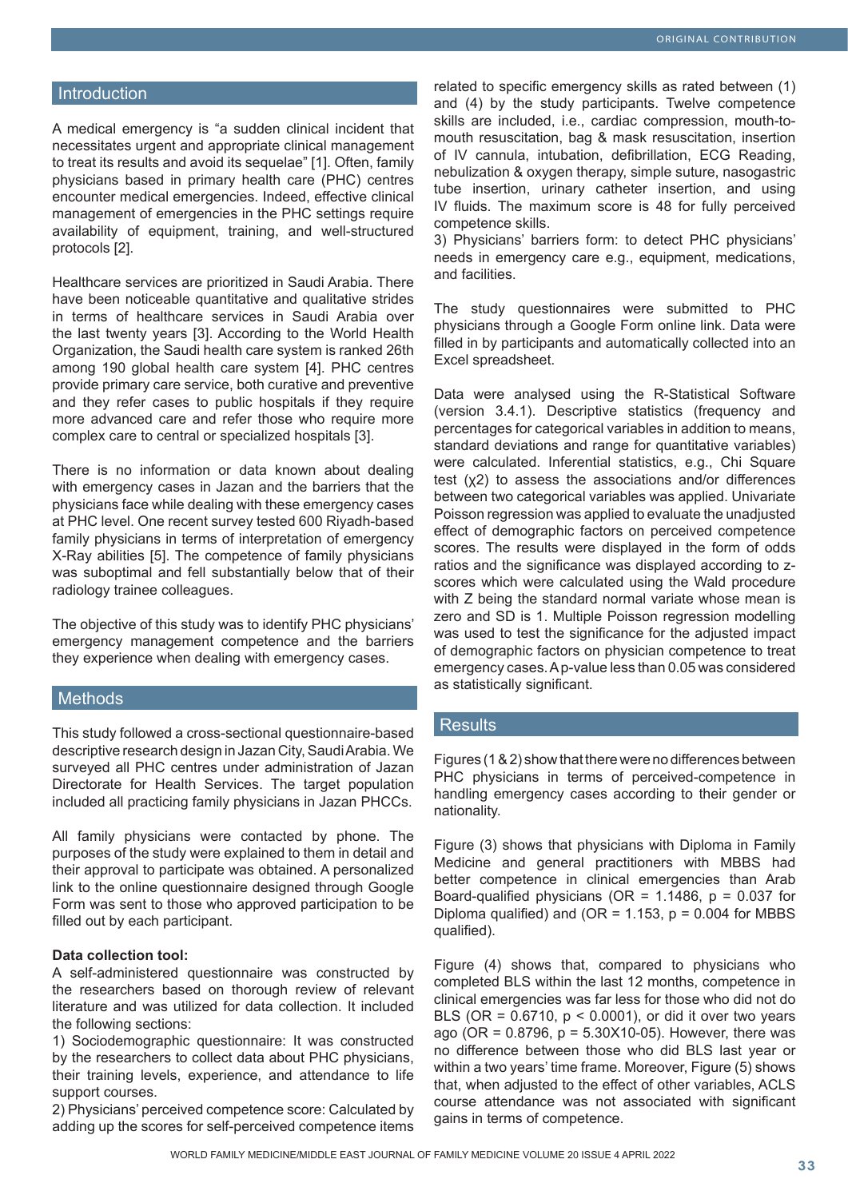## Introduction

A medical emergency is "a sudden clinical incident that necessitates urgent and appropriate clinical management to treat its results and avoid its sequelae" [1]. Often, family physicians based in primary health care (PHC) centres encounter medical emergencies. Indeed, effective clinical management of emergencies in the PHC settings require availability of equipment, training, and well-structured protocols [2].

Healthcare services are prioritized in Saudi Arabia. There have been noticeable quantitative and qualitative strides in terms of healthcare services in Saudi Arabia over the last twenty years [3]. According to the World Health Organization, the Saudi health care system is ranked 26th among 190 global health care system [4]. PHC centres provide primary care service, both curative and preventive and they refer cases to public hospitals if they require more advanced care and refer those who require more complex care to central or specialized hospitals [3].

There is no information or data known about dealing with emergency cases in Jazan and the barriers that the physicians face while dealing with these emergency cases at PHC level. One recent survey tested 600 Riyadh-based family physicians in terms of interpretation of emergency X-Ray abilities [5]. The competence of family physicians was suboptimal and fell substantially below that of their radiology trainee colleagues.

The objective of this study was to identify PHC physicians' emergency management competence and the barriers they experience when dealing with emergency cases.

## Methods

This study followed a cross-sectional questionnaire-based descriptive research design in Jazan City, Saudi Arabia. We surveyed all PHC centres under administration of Jazan Directorate for Health Services. The target population included all practicing family physicians in Jazan PHCCs.

All family physicians were contacted by phone. The purposes of the study were explained to them in detail and their approval to participate was obtained. A personalized link to the online questionnaire designed through Google Form was sent to those who approved participation to be filled out by each participant.

**Data collection tool:**

A self-administered questionnaire was constructed by the researchers based on thorough review of relevant literature and was utilized for data collection. It included the following sections:

1) Sociodemographic questionnaire: It was constructed by the researchers to collect data about PHC physicians, their training levels, experience, and attendance to life support courses.

2) Physicians' perceived competence score: Calculated by adding up the scores for self-perceived competence items related to specific emergency skills as rated between (1) and (4) by the study participants. Twelve competence skills are included, i.e., cardiac compression, mouth-to-mouth resuscitation, bag & mask resuscitation, insertion of IV cannula, intubation, defibrillation, ECG Reading, nebulization & oxygen therapy, simple suture, nasogastric tube insertion, urinary catheter insertion, and using IV fluids. The maximum score is 48 for fully perceived competence skills.

3) Physicians' barriers form: to detect PHC physicians' needs in emergency care e.g., equipment, medications, and facilities.

The study questionnaires were submitted to PHC physicians through a Google Form online link. Data were filled in by participants and automatically collected into an Excel spreadsheet.

Data were analysed using the R-Statistical Software (version 3.4.1). Descriptive statistics (frequency and percentages for categorical variables in addition to means, standard deviations and range for quantitative variables) were calculated. Inferential statistics, e.g., Chi Square test ($\chi^2$) to assess the associations and/or differences between two categorical variables was applied. Univariate Poisson regression was applied to evaluate the unadjusted effect of demographic factors on perceived competence scores. The results were displayed in the form of odds ratios and the significance was displayed according to z-scores which were calculated using the Wald procedure with Z being the standard normal variate whose mean is zero and SD is 1. Multiple Poisson regression modelling was used to test the significance for the adjusted impact of demographic factors on physician competence to treat emergency cases. A p-value less than 0.05 was considered as statistically significant.

## Results

Figures (1 & 2) show that there were no differences between PHC physicians in terms of perceived-competence in handling emergency cases according to their gender or nationality.

Figure (3) shows that physicians with Diploma in Family Medicine and general practitioners with MBBS had better competence in clinical emergencies than Arab Board-qualified physicians (OR = 1.1486, $p = 0.037$ for Diploma qualified) and (OR = 1.153, $p = 0.004$ for MBBS qualified).

Figure (4) shows that, compared to physicians who completed BLS within the last 12 months, competence in clinical emergencies was far less for those who did not do BLS (OR = 0.6710, $p < 0.0001$), or did it over two years ago (OR = 0.8796, $p = 5.30\text{X}10^{-05}$). However, there was no difference between those who did BLS last year or within a two years' time frame. Moreover, Figure (5) shows that, when adjusted to the effect of other variables, ACLS course attendance was not associated with significant gains in terms of competence.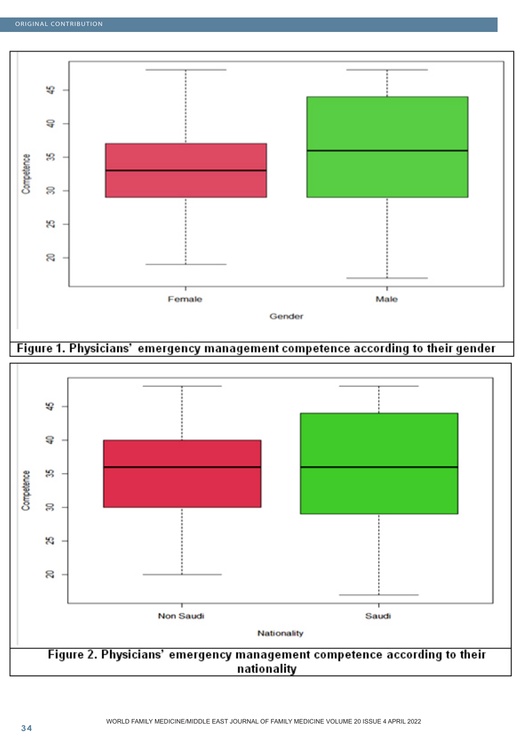Figure 1. Physicians' emergency management competence according to their gender

Figure 2. Physicians' emergency management competence according to their nationality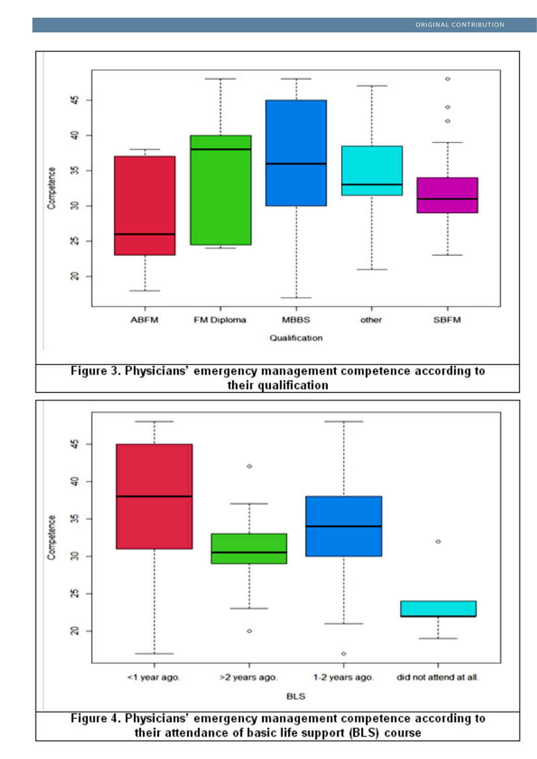Competence

45

40

35

30

25

20

ABFM

FM Diploma

MBBS

other

SBFM

Qualification

**Figure 3. Physicians' emergency management competence according to their qualification**

Competence

45

40

35

30

25

20

<1 year ago.

>2 years ago.

1-2 years ago.

did not attend at all.

BLS

**Figure 4. Physicians' emergency management competence according to their attendance of basic life support (BLS) course**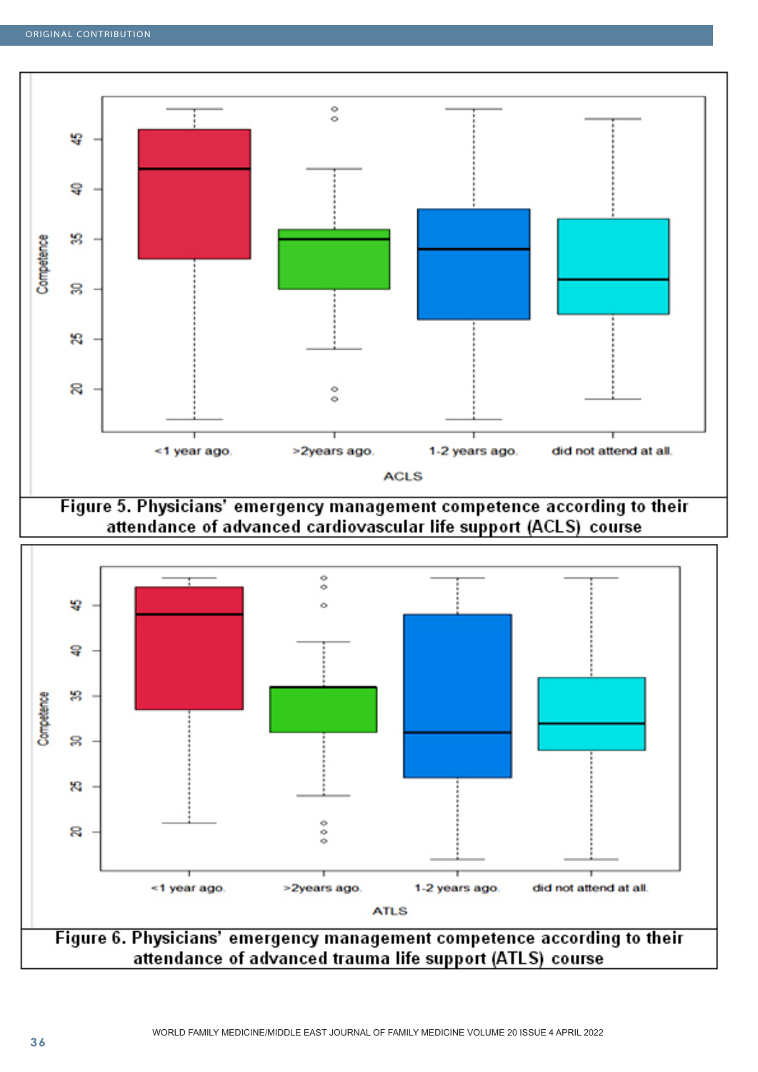Competence

45
40
35
30
25
20

<1 year ago.
>2years ago.
1-2 years ago.
did not attend at all.

ACLS

**Figure 5. Physicians' emergency management competence according to their attendance of advanced cardiovascular life support (ACLS) course**

Competence

45
40
35
30
25
20

<1 year ago.
>2years ago.
1-2 years ago.
did not attend at all.

ATLS

**Figure 6. Physicians' emergency management competence according to their attendance of advanced trauma life support (ATLS) course**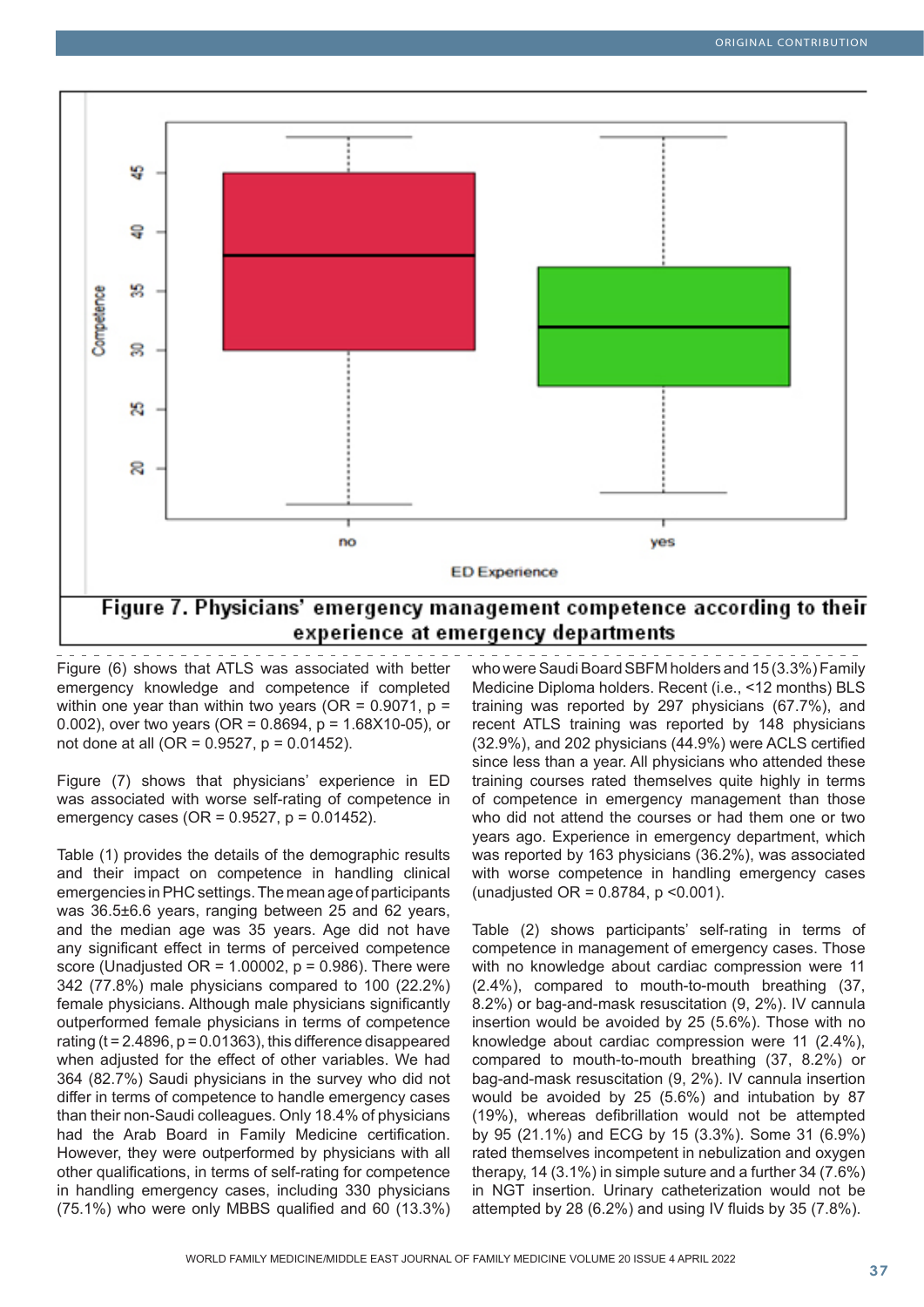Competence

45

40

35

30

25

20

no

yes

ED Experience

**Figure 7. Physicians' emergency management competence according to their experience at emergency departments**

Figure (6) shows that ATLS was associated with better emergency knowledge and competence if completed within one year than within two years (OR = 0.9071, p = 0.002), over two years (OR = 0.8694, p = 1.68X10-05), or not done at all (OR = 0.9527, p = 0.01452).

Figure (7) shows that physicians' experience in ED was associated with worse self-rating of competence in emergency cases (OR = 0.9527, p = 0.01452).

Table (1) provides the details of the demographic results and their impact on competence in handling clinical emergencies in PHC settings. The mean age of participants was 36.5±6.6 years, ranging between 25 and 62 years, and the median age was 35 years. Age did not have any significant effect in terms of perceived competence score (Unadjusted OR = 1.00002, p = 0.986). There were 342 (77.8%) male physicians compared to 100 (22.2%) female physicians. Although male physicians significantly outperformed female physicians in terms of competence rating (t = 2.4896, p = 0.01363), this difference disappeared when adjusted for the effect of other variables. We had 364 (82.7%) Saudi physicians in the survey who did not differ in terms of competence to handle emergency cases than their non-Saudi colleagues. Only 18.4% of physicians had the Arab Board in Family Medicine certification. However, they were outperformed by physicians with all other qualifications, in terms of self-rating for competence in handling emergency cases, including 330 physicians (75.1%) who were only MBBS qualified and 60 (13.3%) who were Saudi Board SBFM holders and 15 (3.3%) Family Medicine Diploma holders. Recent (i.e., <12 months) BLS training was reported by 297 physicians (67.7%), and recent ATLS training was reported by 148 physicians (32.9%), and 202 physicians (44.9%) were ACLS certified since less than a year. All physicians who attended these training courses rated themselves quite highly in terms of competence in emergency management than those who did not attend the courses or had them one or two years ago. Experience in emergency department, which was reported by 163 physicians (36.2%), was associated with worse competence in handling emergency cases (unadjusted OR = 0.8784, p <0.001).

Table (2) shows participants' self-rating in terms of competence in management of emergency cases. Those with no knowledge about cardiac compression were 11 (2.4%), compared to mouth-to-mouth breathing (37, 8.2%) or bag-and-mask resuscitation (9, 2%). IV cannula insertion would be avoided by 25 (5.6%). Those with no knowledge about cardiac compression were 11 (2.4%), compared to mouth-to-mouth breathing (37, 8.2%) or bag-and-mask resuscitation (9, 2%). IV cannula insertion would be avoided by 25 (5.6%) and intubation by 87 (19%), whereas defibrillation would not be attempted by 95 (21.1%) and ECG by 15 (3.3%). Some 31 (6.9%) rated themselves incompetent in nebulization and oxygen therapy, 14 (3.1%) in simple suture and a further 34 (7.6%) in NGT insertion. Urinary catheterization would not be attempted by 28 (6.2%) and using IV fluids by 35 (7.8%).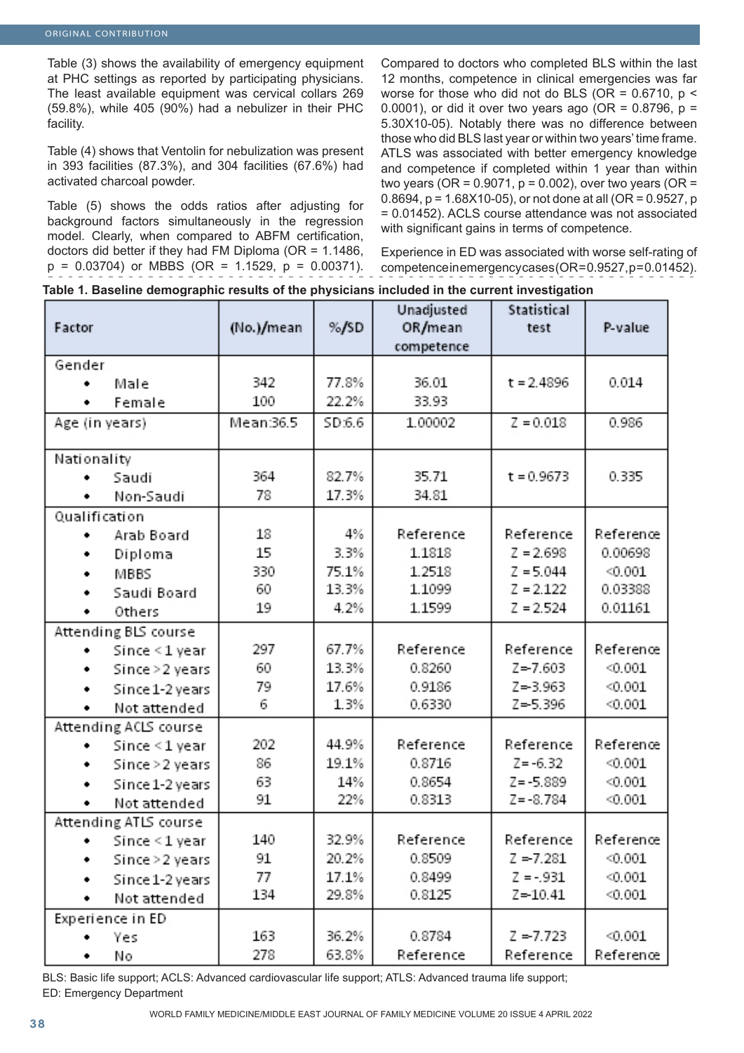Table (3) shows the availability of emergency equipment at PHC settings as reported by participating physicians. The least available equipment was cervical collars 269 (59.8%), while 405 (90%) had a nebulizer in their PHC facility.

Table (4) shows that Ventolin for nebulization was present in 393 facilities (87.3%), and 304 facilities (67.6%) had activated charcoal powder.

Table (5) shows the odds ratios after adjusting for background factors simultaneously in the regression model. Clearly, when compared to ABFM certification, doctors did better if they had FM Diploma (OR = 1.1486, p = 0.03704) or MBBS (OR = 1.1529, p = 0.00371). Compared to doctors who completed BLS within the last 12 months, competence in clinical emergencies was far worse for those who did not do BLS (OR = 0.6710, p < 0.0001), or did it over two years ago (OR = 0.8796, p = 5.30X10-05). Notably there was no difference between those who did BLS last year or within two years' time frame. ATLS was associated with better emergency knowledge and competence if completed within 1 year than within two years (OR = 0.9071, p = 0.002), over two years (OR = 0.8694, p = 1.68X10-05), or not done at all (OR = 0.9527, p = 0.01452). ACLS course attendance was not associated with significant gains in terms of competence.

Experience in ED was associated with worse self-rating of competence in emergency cases (OR=0.9527, p=0.01452).

**Table 1. Baseline demographic results of the physicians included in the current investigation**

| Factor | (No.)/mean | %/SD | Unadjusted OR/mean competence | Statistical test | P-value |
|---|---|---|---|---|---|
| Gender | | | | | |
| • Male | 342 | 77.8% | 36.01 | t = 2.4896 | 0.014 |
| • Female | 100 | 22.2% | 33.93 | | |
| Age (in years) | Mean:36.5 | SD:6.6 | 1.00002 | Z = 0.018 | 0.986 |
| Nationality | | | | | |
| • Saudi | 364 | 82.7% | 35.71 | t = 0.9673 | 0.335 |
| • Non-Saudi | 78 | 17.3% | 34.81 | | |
| Qualification | | | | | |
| • Arab Board | 18 | 4% | Reference | Reference | Reference |
| • Diploma | 15 | 3.3% | 1.1818 | Z = 2.698 | 0.00698 |
| • MBBS | 330 | 75.1% | 1.2518 | Z = 5.044 | <0.001 |
| • Saudi Board | 60 | 13.3% | 1.1099 | Z = 2.122 | 0.03388 |
| • Others | 19 | 4.2% | 1.1599 | Z = 2.524 | 0.01161 |
| Attending BLS course | | | | | |
| • Since <1 year | 297 | 67.7% | Reference | Reference | Reference |
| • Since >2 years | 60 | 13.3% | 0.8260 | Z=-7.603 | <0.001 |
| • Since 1-2 years | 79 | 17.6% | 0.9186 | Z=-3.963 | <0.001 |
| • Not attended | 6 | 1.3% | 0.6330 | Z=-5.396 | <0.001 |
| Attending ACLS course | | | | | |
| • Since <1 year | 202 | 44.9% | Reference | Reference | Reference |
| • Since >2 years | 86 | 19.1% | 0.8716 | Z= -6.32 | <0.001 |
| • Since 1-2 years | 63 | 14% | 0.8654 | Z= -5.889 | <0.001 |
| • Not attended | 91 | 22% | 0.8313 | Z= -8.784 | <0.001 |
| Attending ATLS course | | | | | |
| • Since <1 year | 140 | 32.9% | Reference | Reference | Reference |
| • Since >2 years | 91 | 20.2% | 0.8509 | Z =-7.281 | <0.001 |
| • Since 1-2 years | 77 | 17.1% | 0.8499 | Z = -.931 | <0.001 |
| • Not attended | 134 | 29.8% | 0.8125 | Z=-10.41 | <0.001 |
| Experience in ED | | | | | |
| • Yes | 163 | 36.2% | 0.8784 | Z =-7.723 | <0.001 |
| • No | 278 | 63.8% | Reference | Reference | Reference |

BLS: Basic life support; ACLS: Advanced cardiovascular life support; ATLS: Advanced trauma life support; ED: Emergency Department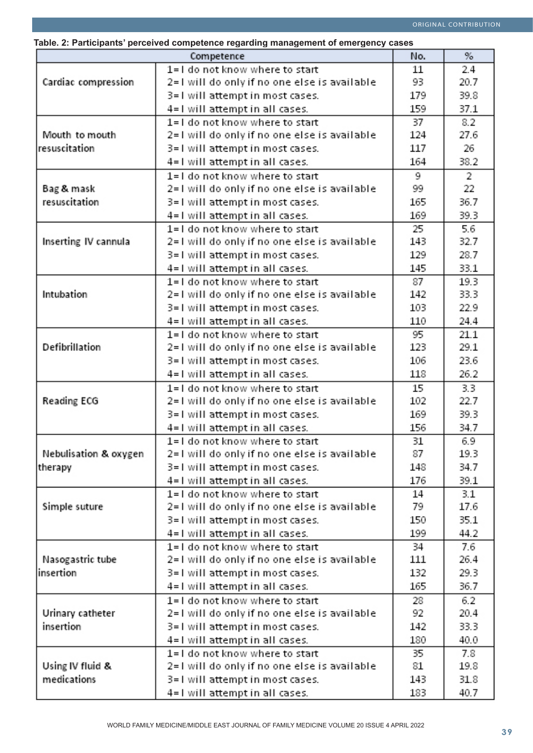**Table. 2: Participants' perceived competence regarding management of emergency cases**

| Competence | | No. | % |
|---|---|---|---|
| Cardiac compression | 1= I do not know where to start | 11 | 2.4 |
| | 2= I will do only if no one else is available | 93 | 20.7 |
| | 3= I will attempt in most cases. | 179 | 39.8 |
| | 4= I will attempt in all cases. | 159 | 37.1 |
| Mouth to mouth resuscitation | 1= I do not know where to start | 37 | 8.2 |
| | 2= I will do only if no one else is available | 124 | 27.6 |
| | 3= I will attempt in most cases. | 117 | 26 |
| | 4= I will attempt in all cases. | 164 | 38.2 |
| Bag & mask resuscitation | 1= I do not know where to start | 9 | 2 |
| | 2= I will do only if no one else is available | 99 | 22 |
| | 3= I will attempt in most cases. | 165 | 36.7 |
| | 4= I will attempt in all cases. | 169 | 39.3 |
| Inserting IV cannula | 1= I do not know where to start | 25 | 5.6 |
| | 2= I will do only if no one else is available | 143 | 32.7 |
| | 3= I will attempt in most cases. | 129 | 28.7 |
| | 4= I will attempt in all cases. | 145 | 33.1 |
| Intubation | 1= I do not know where to start | 87 | 19.3 |
| | 2= I will do only if no one else is available | 142 | 33.3 |
| | 3= I will attempt in most cases. | 103 | 22.9 |
| | 4= I will attempt in all cases. | 110 | 24.4 |
| Defibrillation | 1= I do not know where to start | 95 | 21.1 |
| | 2= I will do only if no one else is available | 123 | 29.1 |
| | 3= I will attempt in most cases. | 106 | 23.6 |
| | 4= I will attempt in all cases. | 118 | 26.2 |
| Reading ECG | 1= I do not know where to start | 15 | 3.3 |
| | 2= I will do only if no one else is available | 102 | 22.7 |
| | 3= I will attempt in most cases. | 169 | 39.3 |
| | 4= I will attempt in all cases. | 156 | 34.7 |
| Nebulisation & oxygen therapy | 1= I do not know where to start | 31 | 6.9 |
| | 2= I will do only if no one else is available | 87 | 19.3 |
| | 3= I will attempt in most cases. | 148 | 34.7 |
| | 4= I will attempt in all cases. | 176 | 39.1 |
| Simple suture | 1= I do not know where to start | 14 | 3.1 |
| | 2= I will do only if no one else is available | 79 | 17.6 |
| | 3= I will attempt in most cases. | 150 | 35.1 |
| | 4= I will attempt in all cases. | 199 | 44.2 |
| Nasogastric tube insertion | 1= I do not know where to start | 34 | 7.6 |
| | 2= I will do only if no one else is available | 111 | 26.4 |
| | 3= I will attempt in most cases. | 132 | 29.3 |
| | 4= I will attempt in all cases. | 165 | 36.7 |
| Urinary catheter insertion | 1= I do not know where to start | 28 | 6.2 |
| | 2= I will do only if no one else is available | 92 | 20.4 |
| | 3= I will attempt in most cases. | 142 | 33.3 |
| | 4= I will attempt in all cases. | 180 | 40.0 |
| Using IV fluid & medications | 1= I do not know where to start | 35 | 7.8 |
| | 2= I will do only if no one else is available | 81 | 19.8 |
| | 3= I will attempt in most cases. | 143 | 31.8 |
| | 4= I will attempt in all cases. | 183 | 40.7 |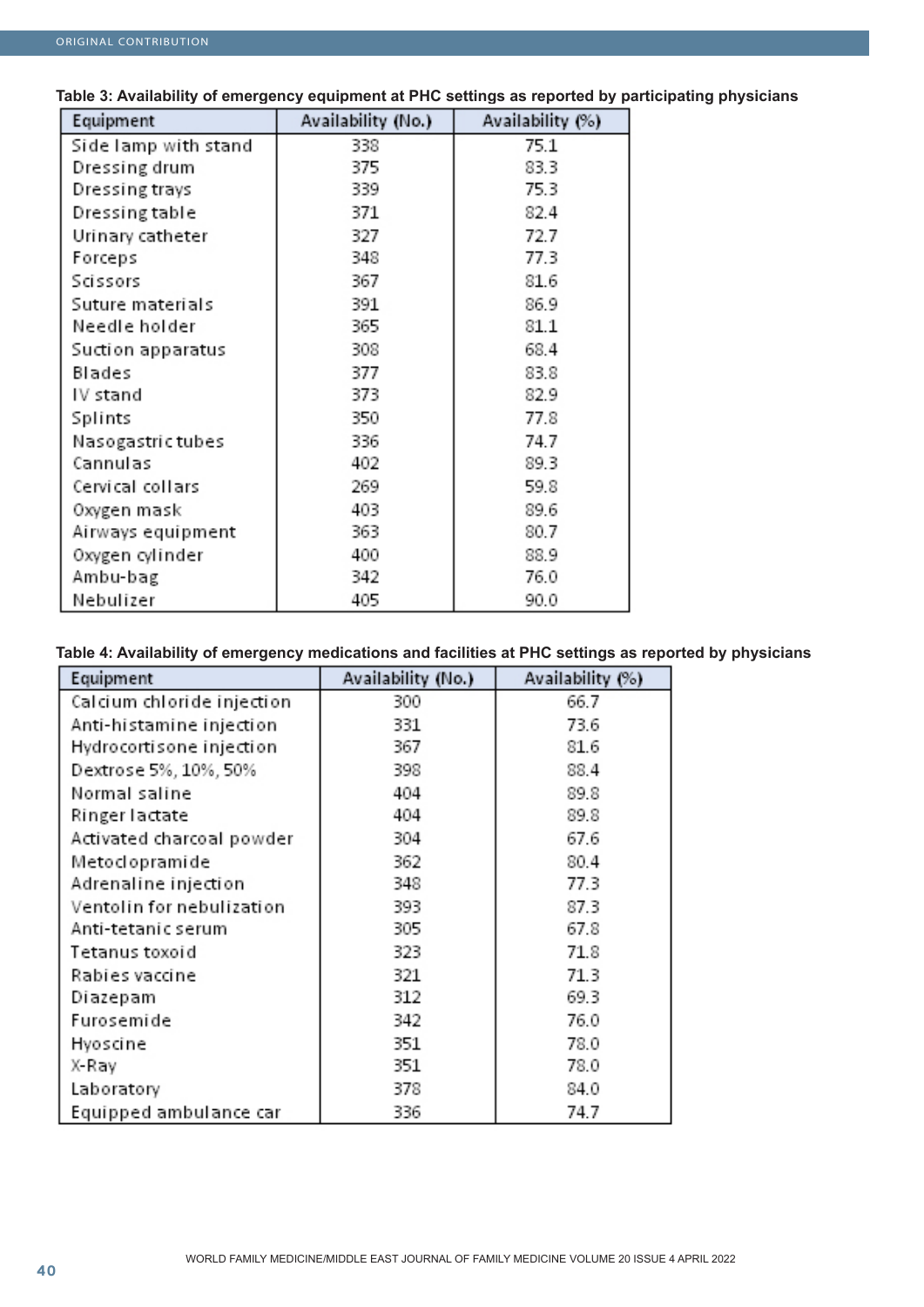**Table 3: Availability of emergency equipment at PHC settings as reported by participating physicians**

| Equipment | Availability (No.) | Availability (%) |
|---|---|---|
| Side lamp with stand | 338 | 75.1 |
| Dressing drum | 375 | 83.3 |
| Dressing trays | 339 | 75.3 |
| Dressing table | 371 | 82.4 |
| Urinary catheter | 327 | 72.7 |
| Forceps | 348 | 77.3 |
| Scissors | 367 | 81.6 |
| Suture materials | 391 | 86.9 |
| Needle holder | 365 | 81.1 |
| Suction apparatus | 308 | 68.4 |
| Blades | 377 | 83.8 |
| IV stand | 373 | 82.9 |
| Splints | 350 | 77.8 |
| Nasogastric tubes | 336 | 74.7 |
| Cannulas | 402 | 89.3 |
| Cervical collars | 269 | 59.8 |
| Oxygen mask | 403 | 89.6 |
| Airways equipment | 363 | 80.7 |
| Oxygen cylinder | 400 | 88.9 |
| Ambu-bag | 342 | 76.0 |
| Nebulizer | 405 | 90.0 |

**Table 4: Availability of emergency medications and facilities at PHC settings as reported by physicians**

| Equipment | Availability (No.) | Availability (%) |
|---|---|---|
| Calcium chloride injection | 300 | 66.7 |
| Anti-histamine injection | 331 | 73.6 |
| Hydrocortisone injection | 367 | 81.6 |
| Dextrose 5%, 10%, 50% | 398 | 88.4 |
| Normal saline | 404 | 89.8 |
| Ringer lactate | 404 | 89.8 |
| Activated charcoal powder | 304 | 67.6 |
| Metoclopramide | 362 | 80.4 |
| Adrenaline injection | 348 | 77.3 |
| Ventolin for nebulization | 393 | 87.3 |
| Anti-tetanic serum | 305 | 67.8 |
| Tetanus toxoid | 323 | 71.8 |
| Rabies vaccine | 321 | 71.3 |
| Diazepam | 312 | 69.3 |
| Furosemide | 342 | 76.0 |
| Hyoscine | 351 | 78.0 |
| X-Ray | 351 | 78.0 |
| Laboratory | 378 | 84.0 |
| Equipped ambulance car | 336 | 74.7 |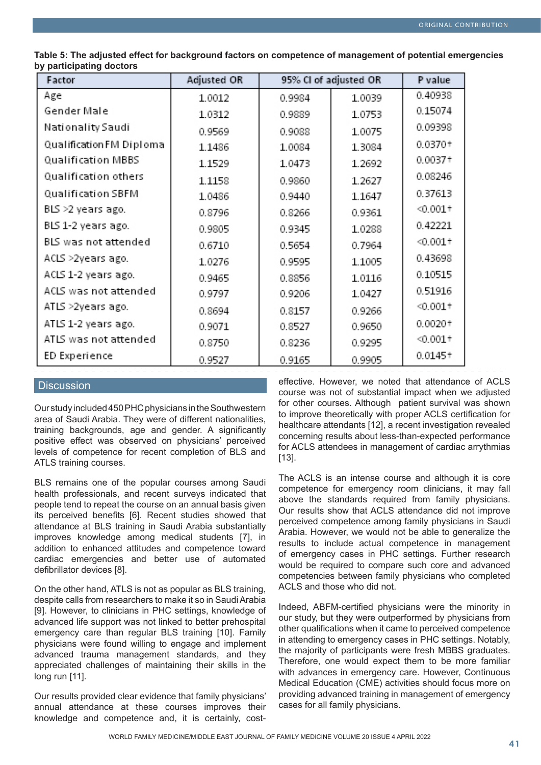**Table 5: The adjusted effect for background factors on competence of management of potential emergencies by participating doctors**

| Factor | Adjusted OR | 95% CI of adjusted OR | | P value |
|---|---|---|---|---|
| Age | 1.0012 | 0.9984 | 1.0039 | 0.40938 |
| Gender Male | 1.0312 | 0.9889 | 1.0753 | 0.15074 |
| Nationality Saudi | 0.9569 | 0.9088 | 1.0075 | 0.09398 |
| Qualification FM Diploma | 1.1486 | 1.0084 | 1.3084 | 0.0370† |
| Qualification MBBS | 1.1529 | 1.0473 | 1.2692 | 0.0037† |
| Qualification others | 1.1158 | 0.9860 | 1.2627 | 0.08246 |
| Qualification SBFM | 1.0486 | 0.9440 | 1.1647 | 0.37613 |
| BLS >2 years ago. | 0.8796 | 0.8266 | 0.9361 | <0.001† |
| BLS 1-2 years ago. | 0.9805 | 0.9345 | 1.0288 | 0.42221 |
| BLS was not attended | 0.6710 | 0.5654 | 0.7964 | <0.001† |
| ACLS >2years ago. | 1.0276 | 0.9595 | 1.1005 | 0.43698 |
| ACLS 1-2 years ago. | 0.9465 | 0.8856 | 1.0116 | 0.10515 |
| ACLS was not attended | 0.9797 | 0.9206 | 1.0427 | 0.51916 |
| ATLS >2years ago. | 0.8694 | 0.8157 | 0.9266 | <0.001† |
| ATLS 1-2 years ago. | 0.9071 | 0.8527 | 0.9650 | 0.0020† |
| ATLS was not attended | 0.8750 | 0.8236 | 0.9295 | <0.001† |
| ED Experience | 0.9527 | 0.9165 | 0.9905 | 0.0145† |

## Discussion

Our study included 450 PHC physicians in the Southwestern area of Saudi Arabia. They were of different nationalities, training backgrounds, age and gender. A significantly positive effect was observed on physicians' perceived levels of competence for recent completion of BLS and ATLS training courses.

BLS remains one of the popular courses among Saudi health professionals, and recent surveys indicated that people tend to repeat the course on an annual basis given its perceived benefits [6]. Recent studies showed that attendance at BLS training in Saudi Arabia substantially improves knowledge among medical students [7], in addition to enhanced attitudes and competence toward cardiac emergencies and better use of automated defibrillator devices [8].

On the other hand, ATLS is not as popular as BLS training, despite calls from researchers to make it so in Saudi Arabia [9]. However, to clinicians in PHC settings, knowledge of advanced life support was not linked to better prehospital emergency care than regular BLS training [10]. Family physicians were found willing to engage and implement advanced trauma management standards, and they appreciated challenges of maintaining their skills in the long run [11].

Our results provided clear evidence that family physicians' annual attendance at these courses improves their knowledge and competence and, it is certainly, cost-effective. However, we noted that attendance of ACLS course was not of substantial impact when we adjusted for other courses. Although patient survival was shown to improve theoretically with proper ACLS certification for healthcare attendants [12], a recent investigation revealed concerning results about less-than-expected performance for ACLS attendees in management of cardiac arrythmias [13].

The ACLS is an intense course and although it is core competence for emergency room clinicians, it may fall above the standards required from family physicians. Our results show that ACLS attendance did not improve perceived competence among family physicians in Saudi Arabia. However, we would not be able to generalize the results to include actual competence in management of emergency cases in PHC settings. Further research would be required to compare such core and advanced competencies between family physicians who completed ACLS and those who did not.

Indeed, ABFM-certified physicians were the minority in our study, but they were outperformed by physicians from other qualifications when it came to perceived competence in attending to emergency cases in PHC settings. Notably, the majority of participants were fresh MBBS graduates. Therefore, one would expect them to be more familiar with advances in emergency care. However, Continuous Medical Education (CME) activities should focus more on providing advanced training in management of emergency cases for all family physicians.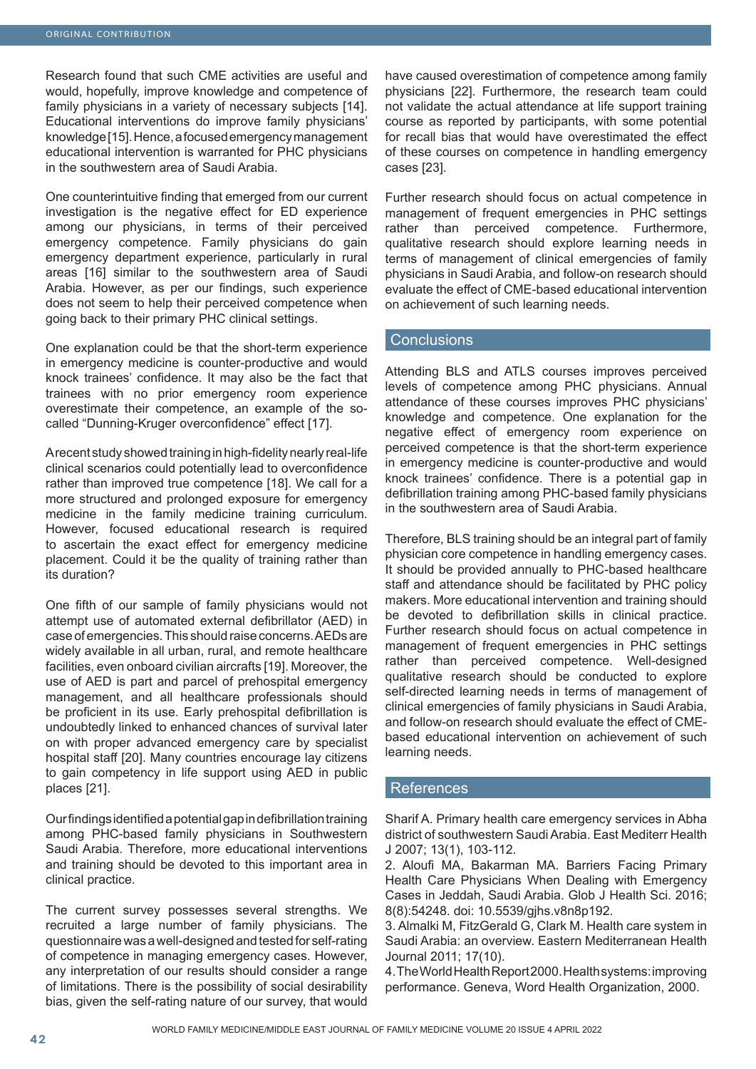Research found that such CME activities are useful and would, hopefully, improve knowledge and competence of family physicians in a variety of necessary subjects [14]. Educational interventions do improve family physicians' knowledge [15]. Hence, a focused emergency management educational intervention is warranted for PHC physicians in the southwestern area of Saudi Arabia.

One counterintuitive finding that emerged from our current investigation is the negative effect for ED experience among our physicians, in terms of their perceived emergency competence. Family physicians do gain emergency department experience, particularly in rural areas [16] similar to the southwestern area of Saudi Arabia. However, as per our findings, such experience does not seem to help their perceived competence when going back to their primary PHC clinical settings.

One explanation could be that the short-term experience in emergency medicine is counter-productive and would knock trainees' confidence. It may also be the fact that trainees with no prior emergency room experience overestimate their competence, an example of the so-called "Dunning-Kruger overconfidence" effect [17].

A recent study showed training in high-fidelity nearly real-life clinical scenarios could potentially lead to overconfidence rather than improved true competence [18]. We call for a more structured and prolonged exposure for emergency medicine in the family medicine training curriculum. However, focused educational research is required to ascertain the exact effect for emergency medicine placement. Could it be the quality of training rather than its duration?

One fifth of our sample of family physicians would not attempt use of automated external defibrillator (AED) in case of emergencies. This should raise concerns. AEDs are widely available in all urban, rural, and remote healthcare facilities, even onboard civilian aircrafts [19]. Moreover, the use of AED is part and parcel of prehospital emergency management, and all healthcare professionals should be proficient in its use. Early prehospital defibrillation is undoubtedly linked to enhanced chances of survival later on with proper advanced emergency care by specialist hospital staff [20]. Many countries encourage lay citizens to gain competency in life support using AED in public places [21].

Our findings identified a potential gap in defibrillation training among PHC-based family physicians in Southwestern Saudi Arabia. Therefore, more educational interventions and training should be devoted to this important area in clinical practice.

The current survey possesses several strengths. We recruited a large number of family physicians. The questionnaire was a well-designed and tested for self-rating of competence in managing emergency cases. However, any interpretation of our results should consider a range of limitations. There is the possibility of social desirability bias, given the self-rating nature of our survey, that would have caused overestimation of competence among family physicians [22]. Furthermore, the research team could not validate the actual attendance at life support training course as reported by participants, with some potential for recall bias that would have overestimated the effect of these courses on competence in handling emergency cases [23].

Further research should focus on actual competence in management of frequent emergencies in PHC settings rather than perceived competence. Furthermore, qualitative research should explore learning needs in terms of management of clinical emergencies of family physicians in Saudi Arabia, and follow-on research should evaluate the effect of CME-based educational intervention on achievement of such learning needs.

## Conclusions

Attending BLS and ATLS courses improves perceived levels of competence among PHC physicians. Annual attendance of these courses improves PHC physicians' knowledge and competence. One explanation for the negative effect of emergency room experience on perceived competence is that the short-term experience in emergency medicine is counter-productive and would knock trainees' confidence. There is a potential gap in defibrillation training among PHC-based family physicians in the southwestern area of Saudi Arabia.

Therefore, BLS training should be an integral part of family physician core competence in handling emergency cases. It should be provided annually to PHC-based healthcare staff and attendance should be facilitated by PHC policy makers. More educational intervention and training should be devoted to defibrillation skills in clinical practice. Further research should focus on actual competence in management of frequent emergencies in PHC settings rather than perceived competence. Well-designed qualitative research should be conducted to explore self-directed learning needs in terms of management of clinical emergencies of family physicians in Saudi Arabia, and follow-on research should evaluate the effect of CME-based educational intervention on achievement of such learning needs.

## References

Sharif A. Primary health care emergency services in Abha district of southwestern Saudi Arabia. East Mediterr Health J 2007; 13(1), 103-112.

2. Aloufi MA, Bakarman MA. Barriers Facing Primary Health Care Physicians When Dealing with Emergency Cases in Jeddah, Saudi Arabia. Glob J Health Sci. 2016; 8(8):54248. doi: 10.5539/gjhs.v8n8p192.

3. Almalki M, FitzGerald G, Clark M. Health care system in Saudi Arabia: an overview. Eastern Mediterranean Health Journal 2011; 17(10).

4. The World Health Report 2000. Health systems: improving performance. Geneva, Word Health Organization, 2000.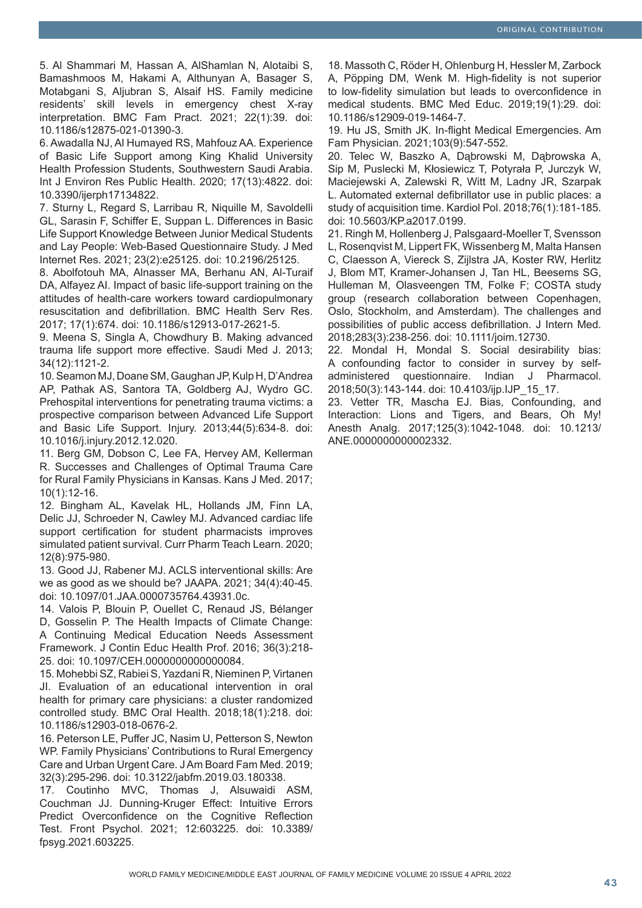5. Al Shammari M, Hassan A, AlShamlan N, Alotaibi S, Bamashmoos M, Hakami A, Althunyan A, Basager S, Motabgani S, Aljubran S, Alsaif HS. Family medicine residents' skill levels in emergency chest X-ray interpretation. BMC Fam Pract. 2021; 22(1):39. doi: 10.1186/s12875-021-01390-3.

6. Awadalla NJ, Al Humayed RS, Mahfouz AA. Experience of Basic Life Support among King Khalid University Health Profession Students, Southwestern Saudi Arabia. Int J Environ Res Public Health. 2020; 17(13):4822. doi: 10.3390/ijerph17134822.

7. Sturny L, Regard S, Larribau R, Niquille M, Savoldelli GL, Sarasin F, Schiffer E, Suppan L. Differences in Basic Life Support Knowledge Between Junior Medical Students and Lay People: Web-Based Questionnaire Study. J Med Internet Res. 2021; 23(2):e25125. doi: 10.2196/25125.

8. Abolfotouh MA, Alnasser MA, Berhanu AN, Al-Turaif DA, Alfayez AI. Impact of basic life-support training on the attitudes of health-care workers toward cardiopulmonary resuscitation and defibrillation. BMC Health Serv Res. 2017; 17(1):674. doi: 10.1186/s12913-017-2621-5.

9. Meena S, Singla A, Chowdhury B. Making advanced trauma life support more effective. Saudi Med J. 2013; 34(12):1121-2.

10. Seamon MJ, Doane SM, Gaughan JP, Kulp H, D'Andrea AP, Pathak AS, Santora TA, Goldberg AJ, Wydro GC. Prehospital interventions for penetrating trauma victims: a prospective comparison between Advanced Life Support and Basic Life Support. Injury. 2013;44(5):634-8. doi: 10.1016/j.injury.2012.12.020.

11. Berg GM, Dobson C, Lee FA, Hervey AM, Kellerman R. Successes and Challenges of Optimal Trauma Care for Rural Family Physicians in Kansas. Kans J Med. 2017; 10(1):12-16.

12. Bingham AL, Kavelak HL, Hollands JM, Finn LA, Delic JJ, Schroeder N, Cawley MJ. Advanced cardiac life support certification for student pharmacists improves simulated patient survival. Curr Pharm Teach Learn. 2020; 12(8):975-980.

13. Good JJ, Rabener MJ. ACLS interventional skills: Are we as good as we should be? JAAPA. 2021; 34(4):40-45. doi: 10.1097/01.JAA.0000735764.43931.0c.

14. Valois P, Blouin P, Ouellet C, Renaud JS, Bélanger D, Gosselin P. The Health Impacts of Climate Change: A Continuing Medical Education Needs Assessment Framework. J Contin Educ Health Prof. 2016; 36(3):218-25. doi: 10.1097/CEH.0000000000000084.

15. Mohebbi SZ, Rabiei S, Yazdani R, Nieminen P, Virtanen JI. Evaluation of an educational intervention in oral health for primary care physicians: a cluster randomized controlled study. BMC Oral Health. 2018;18(1):218. doi: 10.1186/s12903-018-0676-2.

16. Peterson LE, Puffer JC, Nasim U, Petterson S, Newton WP. Family Physicians' Contributions to Rural Emergency Care and Urban Urgent Care. J Am Board Fam Med. 2019; 32(3):295-296. doi: 10.3122/jabfm.2019.03.180338.

17. Coutinho MVC, Thomas J, Alsuwaidi ASM, Couchman JJ. Dunning-Kruger Effect: Intuitive Errors Predict Overconfidence on the Cognitive Reflection Test. Front Psychol. 2021; 12:603225. doi: 10.3389/fpsyg.2021.603225.

18. Massoth C, Röder H, Ohlenburg H, Hessler M, Zarbock A, Pöpping DM, Wenk M. High-fidelity is not superior to low-fidelity simulation but leads to overconfidence in medical students. BMC Med Educ. 2019;19(1):29. doi: 10.1186/s12909-019-1464-7.

19. Hu JS, Smith JK. In-flight Medical Emergencies. Am Fam Physician. 2021;103(9):547-552.

20. Telec W, Baszko A, Dąbrowski M, Dąbrowska A, Sip M, Puslecki M, Kłosiewicz T, Potyrała P, Jurczyk W, Maciejewski A, Zalewski R, Witt M, Ladny JR, Szarpak L. Automated external defibrillator use in public places: a study of acquisition time. Kardiol Pol. 2018;76(1):181-185. doi: 10.5603/KP.a2017.0199.

21. Ringh M, Hollenberg J, Palsgaard-Moeller T, Svensson L, Rosenqvist M, Lippert FK, Wissenberg M, Malta Hansen C, Claesson A, Viereck S, Zijlstra JA, Koster RW, Herlitz J, Blom MT, Kramer-Johansen J, Tan HL, Beesems SG, Hulleman M, Olasveengen TM, Folke F; COSTA study group (research collaboration between Copenhagen, Oslo, Stockholm, and Amsterdam). The challenges and possibilities of public access defibrillation. J Intern Med. 2018;283(3):238-256. doi: 10.1111/joim.12730.

22. Mondal H, Mondal S. Social desirability bias: A confounding factor to consider in survey by self-administered questionnaire. Indian J Pharmacol. 2018;50(3):143-144. doi: 10.4103/ijp.IJP_15_17.

23. Vetter TR, Mascha EJ. Bias, Confounding, and Interaction: Lions and Tigers, and Bears, Oh My! Anesth Analg. 2017;125(3):1042-1048. doi: 10.1213/ANE.0000000000002332.